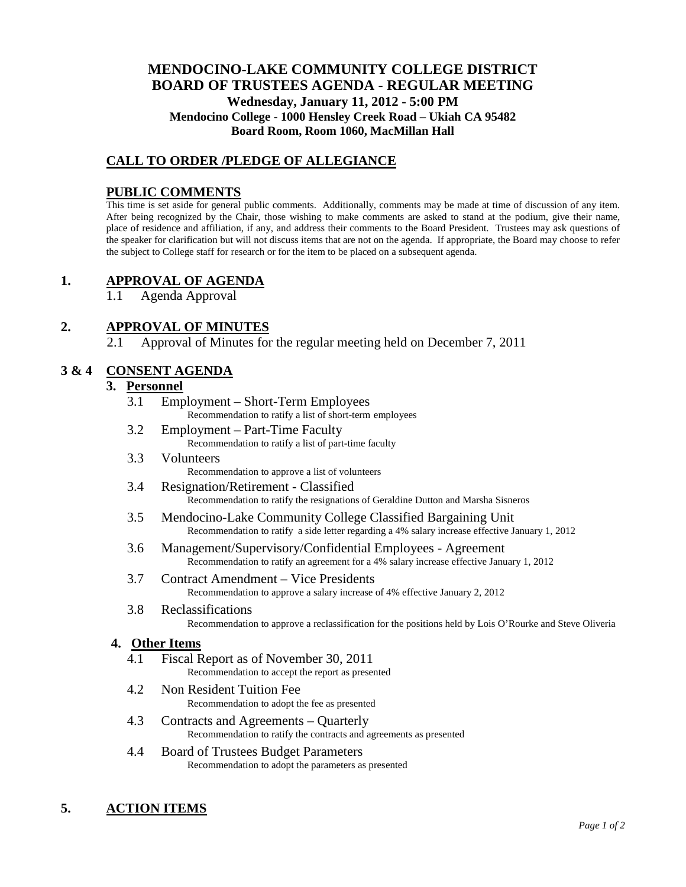# MENDOCINO-LAKE COMMUNITY COLLEGE DISTRICT
# BOARD OF TRUSTEES AGENDA - REGULAR MEETING

**Wednesday, January 11, 2012 - 5:00 PM**

**Mendocino College - 1000 Hensley Creek Road – Ukiah CA 95482**

**Board Room, Room 1060, MacMillan Hall**

## CALL TO ORDER /PLEDGE OF ALLEGIANCE

## PUBLIC COMMENTS

This time is set aside for general public comments. Additionally, comments may be made at time of discussion of any item. After being recognized by the Chair, those wishing to make comments are asked to stand at the podium, give their name, place of residence and affiliation, if any, and address their comments to the Board President. Trustees may ask questions of the speaker for clarification but will not discuss items that are not on the agenda. If appropriate, the Board may choose to refer the subject to College staff for research or for the item to be placed on a subsequent agenda.

## 1. APPROVAL OF AGENDA

1.1 Agenda Approval

## 2. APPROVAL OF MINUTES

2.1 Approval of Minutes for the regular meeting held on December 7, 2011

## 3 & 4 CONSENT AGENDA

### 3. Personnel

3.1 Employment – Short-Term Employees
Recommendation to ratify a list of short-term employees

3.2 Employment – Part-Time Faculty
Recommendation to ratify a list of part-time faculty

3.3 Volunteers
Recommendation to approve a list of volunteers

3.4 Resignation/Retirement - Classified
Recommendation to ratify the resignations of Geraldine Dutton and Marsha Sisneros

3.5 Mendocino-Lake Community College Classified Bargaining Unit
Recommendation to ratify a side letter regarding a 4% salary increase effective January 1, 2012

3.6 Management/Supervisory/Confidential Employees - Agreement
Recommendation to ratify an agreement for a 4% salary increase effective January 1, 2012

3.7 Contract Amendment – Vice Presidents
Recommendation to approve a salary increase of 4% effective January 2, 2012

3.8 Reclassifications
Recommendation to approve a reclassification for the positions held by Lois O'Rourke and Steve Oliveria

### 4. Other Items

4.1 Fiscal Report as of November 30, 2011
Recommendation to accept the report as presented

4.2 Non Resident Tuition Fee
Recommendation to adopt the fee as presented

4.3 Contracts and Agreements – Quarterly
Recommendation to ratify the contracts and agreements as presented

4.4 Board of Trustees Budget Parameters
Recommendation to adopt the parameters as presented

## 5. ACTION ITEMS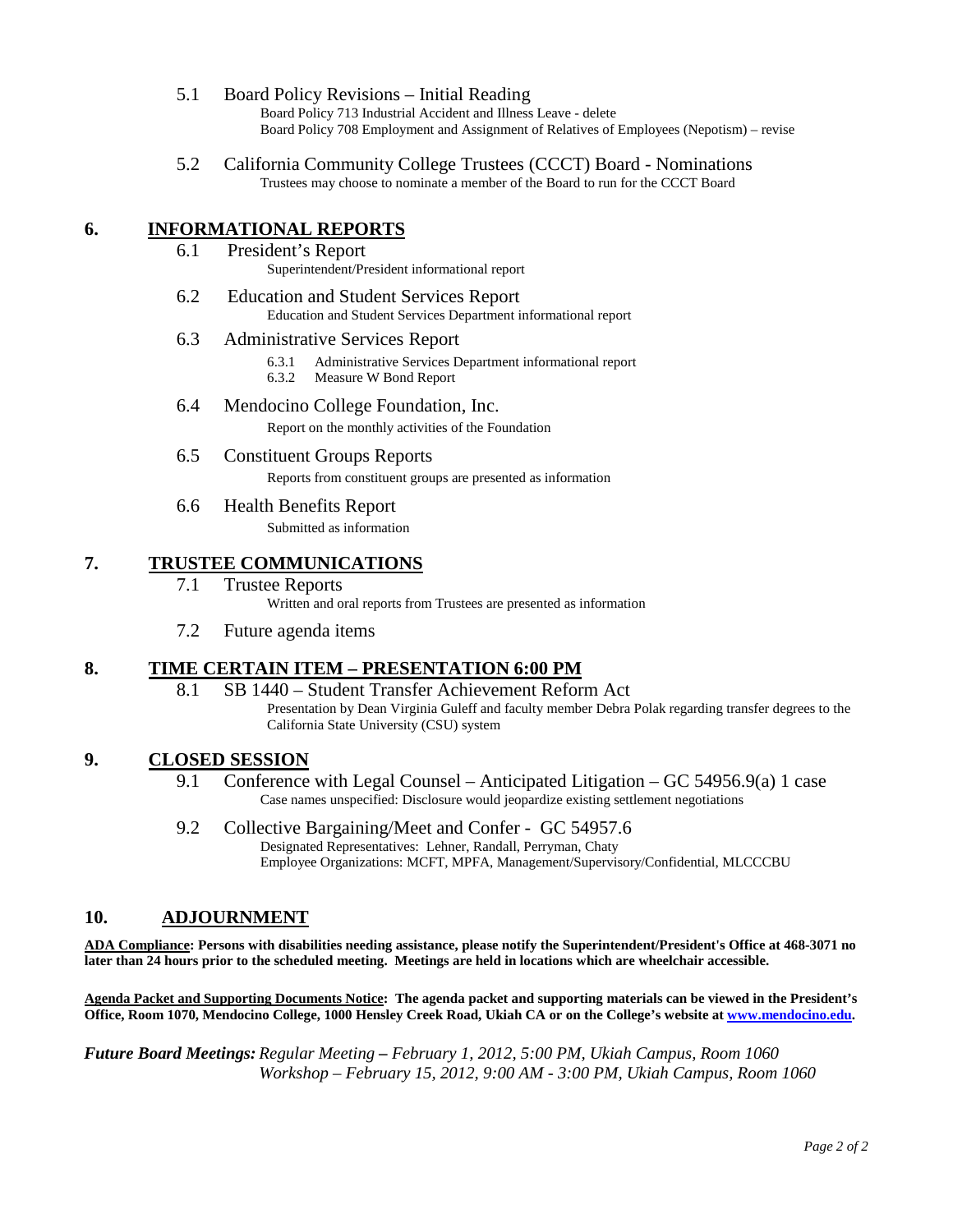5.1 Board Policy Revisions – Initial Reading

Board Policy 713 Industrial Accident and Illness Leave - delete
Board Policy 708 Employment and Assignment of Relatives of Employees (Nepotism) – revise

5.2 California Community College Trustees (CCCT) Board - Nominations

Trustees may choose to nominate a member of the Board to run for the CCCT Board

## 6. INFORMATIONAL REPORTS

6.1 President's Report

Superintendent/President informational report

6.2 Education and Student Services Report

Education and Student Services Department informational report

6.3 Administrative Services Report

6.3.1 Administrative Services Department informational report
6.3.2 Measure W Bond Report

6.4 Mendocino College Foundation, Inc.

Report on the monthly activities of the Foundation

6.5 Constituent Groups Reports

Reports from constituent groups are presented as information

6.6 Health Benefits Report

Submitted as information

## 7. TRUSTEE COMMUNICATIONS

7.1 Trustee Reports

Written and oral reports from Trustees are presented as information

7.2 Future agenda items

## 8. TIME CERTAIN ITEM – PRESENTATION 6:00 PM

8.1 SB 1440 – Student Transfer Achievement Reform Act

Presentation by Dean Virginia Guleff and faculty member Debra Polak regarding transfer degrees to the California State University (CSU) system

## 9. CLOSED SESSION

9.1 Conference with Legal Counsel – Anticipated Litigation – GC 54956.9(a) 1 case

Case names unspecified: Disclosure would jeopardize existing settlement negotiations

9.2 Collective Bargaining/Meet and Confer - GC 54957.6

Designated Representatives: Lehner, Randall, Perryman, Chaty
Employee Organizations: MCFT, MPFA, Management/Supervisory/Confidential, MLCCCBU

## 10. ADJOURNMENT

**ADA Compliance: Persons with disabilities needing assistance, please notify the Superintendent/President's Office at 468-3071 no later than 24 hours prior to the scheduled meeting. Meetings are held in locations which are wheelchair accessible.**

**Agenda Packet and Supporting Documents Notice: The agenda packet and supporting materials can be viewed in the President's Office, Room 1070, Mendocino College, 1000 Hensley Creek Road, Ukiah CA or on the College's website at [www.mendocino.edu](http://www.mendocino.edu).**

***Future Board Meetings:*** *Regular Meeting – February 1, 2012, 5:00 PM, Ukiah Campus, Room 1060*
*Workshop – February 15, 2012, 9:00 AM - 3:00 PM, Ukiah Campus, Room 1060*